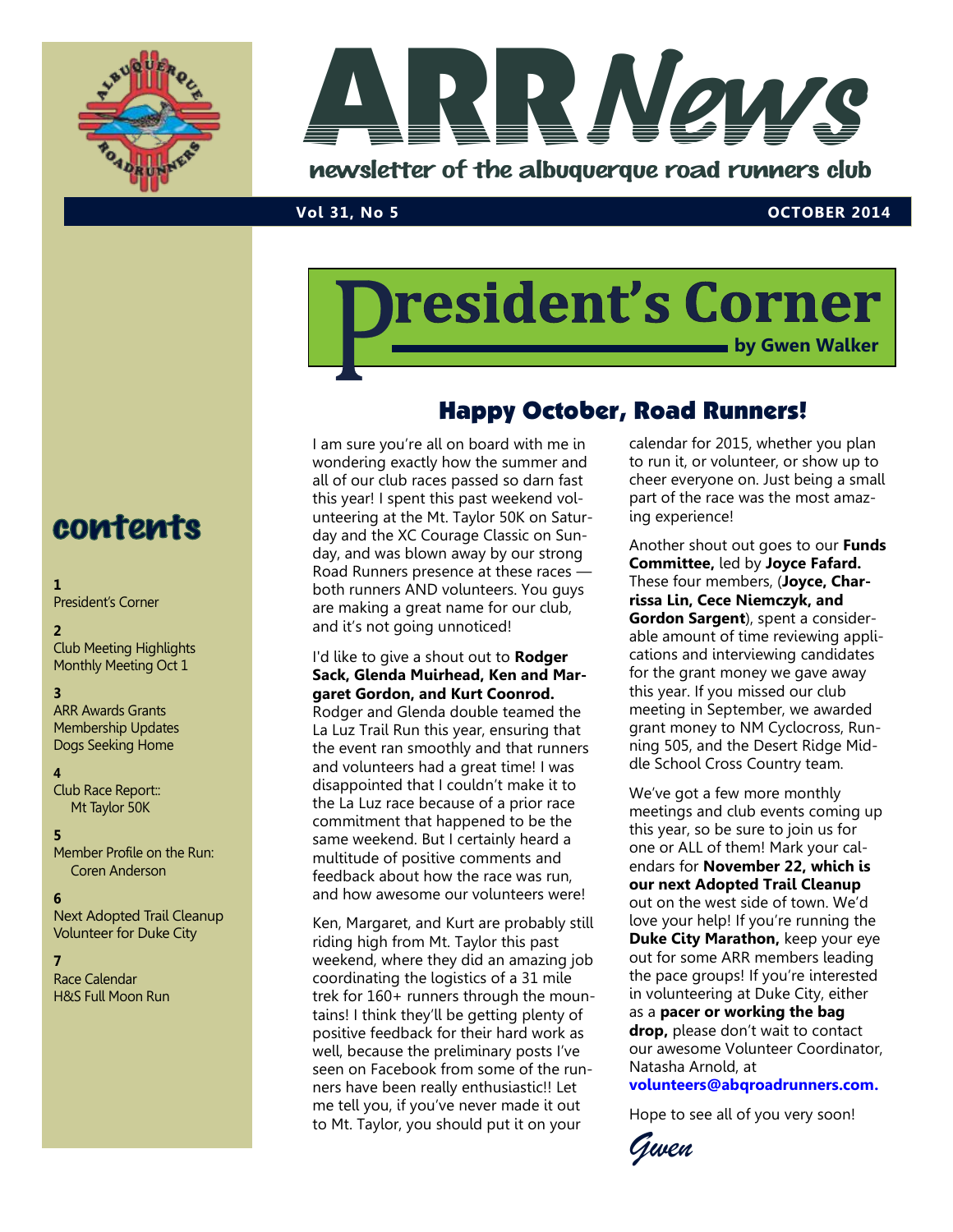# ARR News

newsletter of the albuquerque road runners club

**Vol 31, No 5** **OCTOBER 2014**

## contents

**1**
President's Corner

**2**
Club Meeting Highlights
Monthly Meeting Oct 1

**3**
ARR Awards Grants
Membership Updates
Dogs Seeking Home

**4**
Club Race Report::
Mt Taylor 50K

**5**
Member Profile on the Run:
Coren Anderson

**6**
Next Adopted Trail Cleanup
Volunteer for Duke City

**7**
Race Calendar
H&S Full Moon Run

# President's Corner

**by Gwen Walker**

## Happy October, Road Runners!

I am sure you're all on board with me in wondering exactly how the summer and all of our club races passed so darn fast this year! I spent this past weekend volunteering at the Mt. Taylor 50K on Saturday and the XC Courage Classic on Sunday, and was blown away by our strong Road Runners presence at these races — both runners AND volunteers. You guys are making a great name for our club, and it's not going unnoticed!

I'd like to give a shout out to **Rodger Sack, Glenda Muirhead, Ken and Margaret Gordon, and Kurt Coonrod.** Rodger and Glenda double teamed the La Luz Trail Run this year, ensuring that the event ran smoothly and that runners and volunteers had a great time! I was disappointed that I couldn't make it to the La Luz race because of a prior race commitment that happened to be the same weekend. But I certainly heard a multitude of positive comments and feedback about how the race was run, and how awesome our volunteers were!

Ken, Margaret, and Kurt are probably still riding high from Mt. Taylor this past weekend, where they did an amazing job coordinating the logistics of a 31 mile trek for 160+ runners through the mountains! I think they'll be getting plenty of positive feedback for their hard work as well, because the preliminary posts I've seen on Facebook from some of the runners have been really enthusiastic!! Let me tell you, if you've never made it out to Mt. Taylor, you should put it on your calendar for 2015, whether you plan to run it, or volunteer, or show up to cheer everyone on. Just being a small part of the race was the most amazing experience!

Another shout out goes to our **Funds Committee,** led by **Joyce Fafard.** These four members, (**Joyce, Charrissa Lin, Cece Niemczyk, and Gordon Sargent**), spent a considerable amount of time reviewing applications and interviewing candidates for the grant money we gave away this year. If you missed our club meeting in September, we awarded grant money to NM Cyclocross, Running 505, and the Desert Ridge Middle School Cross Country team.

We've got a few more monthly meetings and club events coming up this year, so be sure to join us for one or ALL of them! Mark your calendars for **November 22, which is our next Adopted Trail Cleanup** out on the west side of town. We'd love your help! If you're running the **Duke City Marathon,** keep your eye out for some ARR members leading the pace groups! If you're interested in volunteering at Duke City, either as a **pacer or working the bag drop,** please don't wait to contact our awesome Volunteer Coordinator, Natasha Arnold, at **volunteers@abqroadrunners.com.**

Hope to see all of you very soon!

*Gwen*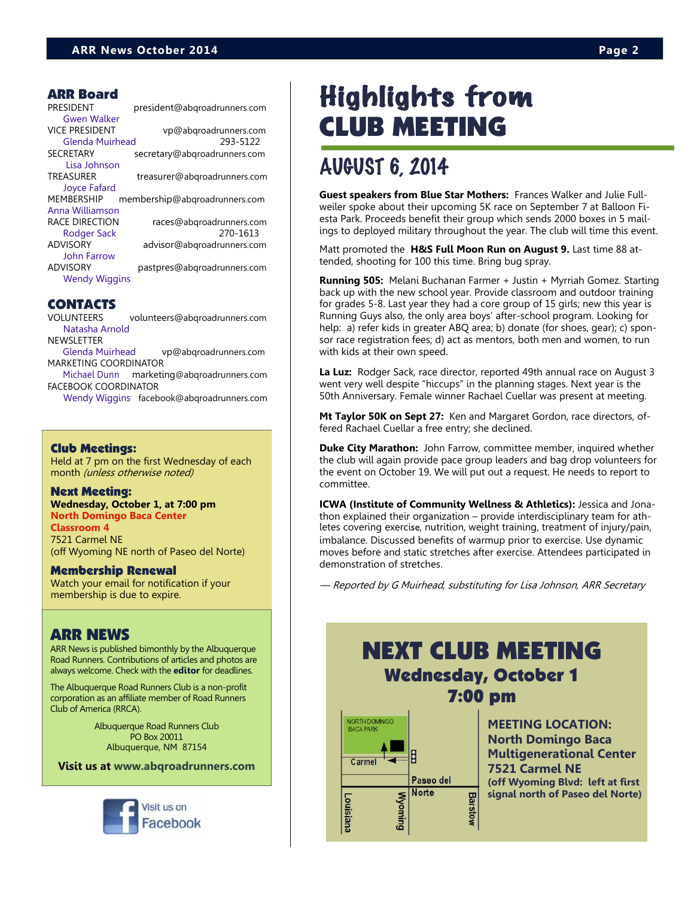## ARR Board

PRESIDENT president@abqroadrunners.com
Gwen Walker

VICE PRESIDENT vp@abqroadrunners.com
Glenda Muirhead 293-5122

SECRETARY secretary@abqroadrunners.com
Lisa Johnson

TREASURER treasurer@abqroadrunners.com
Joyce Fafard

MEMBERSHIP membership@abqroadrunners.com
Anna Williamson

RACE DIRECTION races@abqroadrunners.com
Rodger Sack 270-1613

ADVISORY advisor@abqroadrunners.com
John Farrow

ADVISORY pastpres@abqroadrunners.com
Wendy Wiggins

## CONTACTS

VOLUNTEERS volunteers@abqroadrunners.com
Natasha Arnold

NEWSLETTER
Glenda Muirhead vp@abqroadrunners.com

MARKETING COORDINATOR
Michael Dunn marketing@abqroadrunners.com

FACEBOOK COORDINATOR
Wendy Wiggins facebook@abqroadrunners.com

### Club Meetings:

Held at 7 pm on the first Wednesday of each month *(unless otherwise noted)*

### Next Meeting:

**Wednesday, October 1, at 7:00 pm**
**North Domingo Baca Center**
**Classroom 4**
7521 Carmel NE
(off Wyoming NE north of Paseo del Norte)

### Membership Renewal

Watch your email for notification if your membership is due to expire.

## ARR NEWS

ARR News is published bimonthly by the Albuquerque Road Runners. Contributions of articles and photos are always welcome. Check with the **editor** for deadlines.

The Albuquerque Road Runners Club is a non-profit corporation as an affiliate member of Road Runners Club of America (RRCA).

Albuquerque Road Runners Club
PO Box 20011
Albuquerque, NM 87154

**Visit us at www.abqroadrunners.com**

Visit us on Facebook

# Highlights from CLUB MEETING

## AUGUST 6, 2014

**Guest speakers from Blue Star Mothers:** Frances Walker and Julie Fullweiler spoke about their upcoming 5K race on September 7 at Balloon Fiesta Park. Proceeds benefit their group which sends 2000 boxes in 5 mailings to deployed military throughout the year. The club will time this event.

Matt promoted the **H&S Full Moon Run on August 9.** Last time 88 attended, shooting for 100 this time. Bring bug spray.

**Running 505:** Melani Buchanan Farmer + Justin + Myrriah Gomez. Starting back up with the new school year. Provide classroom and outdoor training for grades 5-8. Last year they had a core group of 15 girls; new this year is Running Guys also, the only area boys' after-school program. Looking for help: a) refer kids in greater ABQ area; b) donate (for shoes, gear); c) sponsor race registration fees; d) act as mentors, both men and women, to run with kids at their own speed.

**La Luz:** Rodger Sack, race director, reported 49th annual race on August 3 went very well despite "hiccups" in the planning stages. Next year is the 50th Anniversary. Female winner Rachael Cuellar was present at meeting.

**Mt Taylor 50K on Sept 27:** Ken and Margaret Gordon, race directors, offered Rachael Cuellar a free entry; she declined.

**Duke City Marathon:** John Farrow, committee member, inquired whether the club will again provide pace group leaders and bag drop volunteers for the event on October 19. We will put out a request. He needs to report to committee.

**ICWA (Institute of Community Wellness & Athletics):** Jessica and Jonathon explained their organization – provide interdisciplinary team for athletes covering exercise, nutrition, weight training, treatment of injury/pain, imbalance. Discussed benefits of warmup prior to exercise. Use dynamic moves before and static stretches after exercise. Attendees participated in demonstration of stretches.

*— Reported by G Muirhead, substituting for Lisa Johnson, ARR Secretary*

# NEXT CLUB MEETING

## Wednesday, October 1

## 7:00 pm

NORTH DOMINGO BACA PARK — Carmel — Paseo del Norte — Louisiana — Wyoming — Barstow

**MEETING LOCATION:**
**North Domingo Baca Multigenerational Center**
**7521 Carmel NE**
**(off Wyoming Blvd: left at first signal north of Paseo del Norte)**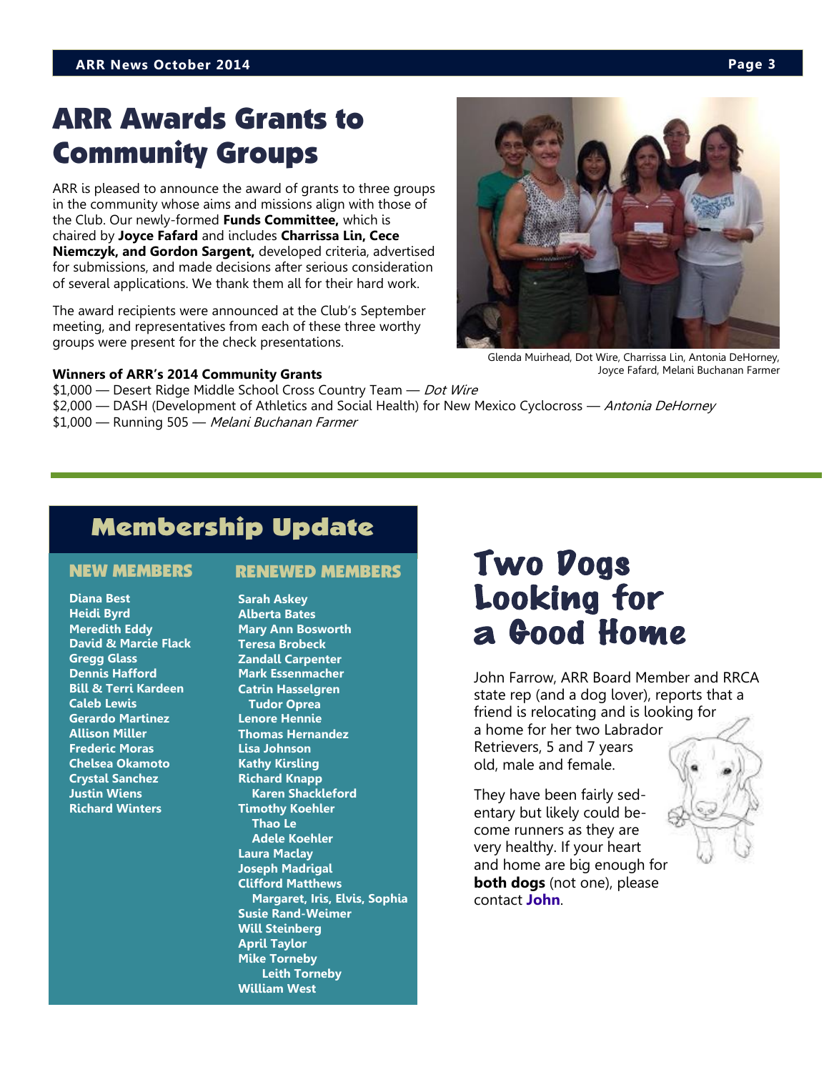# ARR Awards Grants to Community Groups

ARR is pleased to announce the award of grants to three groups in the community whose aims and missions align with those of the Club. Our newly-formed **Funds Committee,** which is chaired by **Joyce Fafard** and includes **Charrissa Lin, Cece Niemczyk, and Gordon Sargent,** developed criteria, advertised for submissions, and made decisions after serious consideration of several applications. We thank them all for their hard work.

The award recipients were announced at the Club's September meeting, and representatives from each of these three worthy groups were present for the check presentations.

Glenda Muirhead, Dot Wire, Charrissa Lin, Antonia DeHorney, Joyce Fafard, Melani Buchanan Farmer

**Winners of ARR's 2014 Community Grants**

$1,000 — Desert Ridge Middle School Cross Country Team — *Dot Wire*
$2,000 — DASH (Development of Athletics and Social Health) for New Mexico Cyclocross — *Antonia DeHorney*
$1,000 — Running 505 — *Melani Buchanan Farmer*

## Membership Update

### NEW MEMBERS

**Diana Best**
**Heidi Byrd**
**Meredith Eddy**
**David & Marcie Flack**
**Gregg Glass**
**Dennis Hafford**
**Bill & Terri Kardeen**
**Caleb Lewis**
**Gerardo Martinez**
**Allison Miller**
**Frederic Moras**
**Chelsea Okamoto**
**Crystal Sanchez**
**Justin Wiens**
**Richard Winters**

### RENEWED MEMBERS

**Sarah Askey**
**Alberta Bates**
**Mary Ann Bosworth**
**Teresa Brobeck**
**Zandall Carpenter**
**Mark Essenmacher**
**Catrin Hasselgren**
  **Tudor Oprea**
**Lenore Hennie**
**Thomas Hernandez**
**Lisa Johnson**
**Kathy Kirsling**
**Richard Knapp**
  **Karen Shackleford**
**Timothy Koehler**
  **Thao Le**
  **Adele Koehler**
**Laura Maclay**
**Joseph Madrigal**
**Clifford Matthews**
  **Margaret, Iris, Elvis, Sophia**
**Susie Rand-Weimer**
**Will Steinberg**
**April Taylor**
**Mike Torneby**
  **Leith Torneby**
**William West**

# Two Dogs Looking for a Good Home

John Farrow, ARR Board Member and RRCA state rep (and a dog lover), reports that a friend is relocating and is looking for a home for her two Labrador Retrievers, 5 and 7 years old, male and female.

They have been fairly sedentary but likely could become runners as they are very healthy. If your heart and home are big enough for **both dogs** (not one), please contact **John**.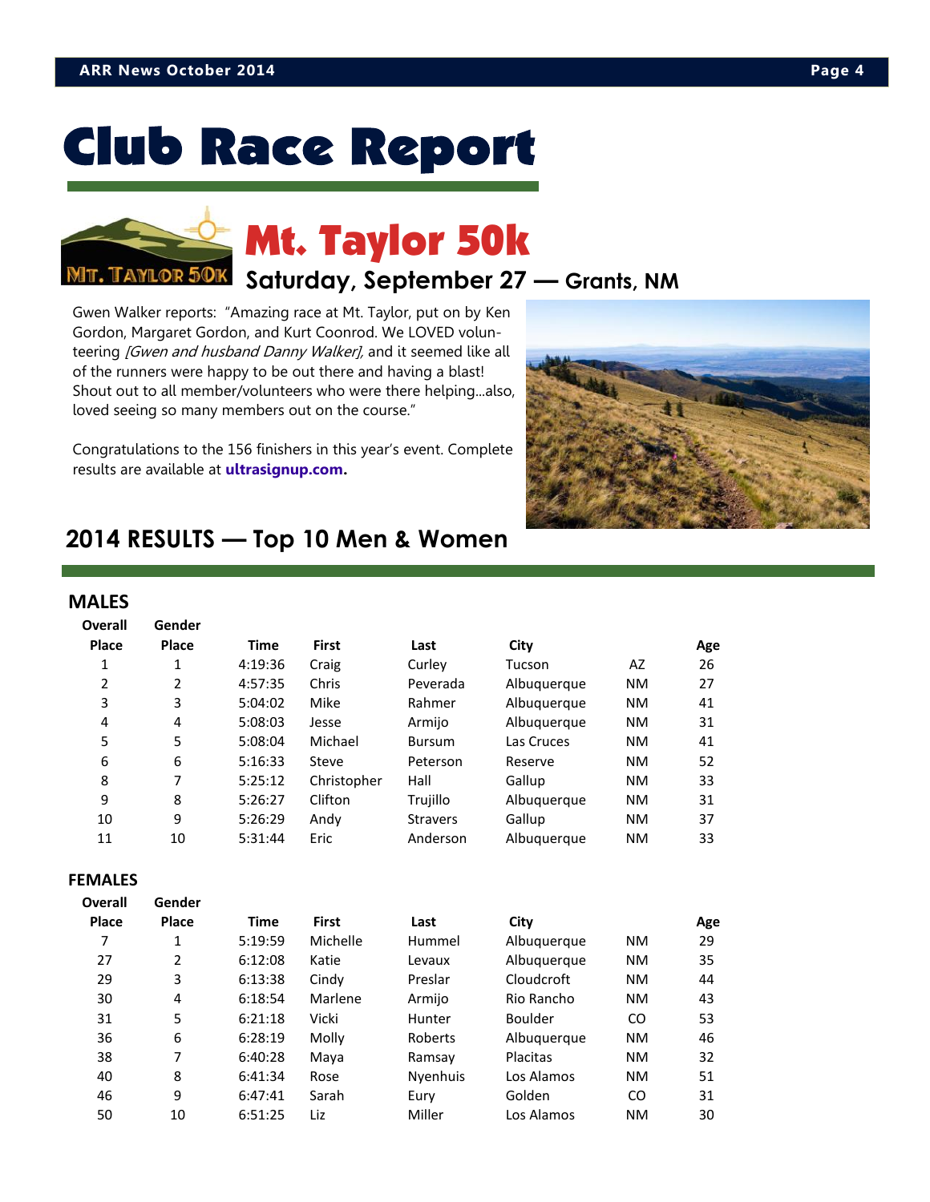# Club Race Report

## Mt. Taylor 50k

### Saturday, September 27 — Grants, NM

Gwen Walker reports: "Amazing race at Mt. Taylor, put on by Ken Gordon, Margaret Gordon, and Kurt Coonrod. We LOVED volunteering *[Gwen and husband Danny Walker]*, and it seemed like all of the runners were happy to be out there and having a blast! Shout out to all member/volunteers who were there helping...also, loved seeing so many members out on the course."

Congratulations to the 156 finishers in this year's event. Complete results are available at **ultrasignup.com.**

## 2014 RESULTS — Top 10 Men & Women

### MALES

| Overall Place | Gender Place | Time | First | Last | City | | Age |
|---|---|---|---|---|---|---|---|
| 1 | 1 | 4:19:36 | Craig | Curley | Tucson | AZ | 26 |
| 2 | 2 | 4:57:35 | Chris | Peverada | Albuquerque | NM | 27 |
| 3 | 3 | 5:04:02 | Mike | Rahmer | Albuquerque | NM | 41 |
| 4 | 4 | 5:08:03 | Jesse | Armijo | Albuquerque | NM | 31 |
| 5 | 5 | 5:08:04 | Michael | Bursum | Las Cruces | NM | 41 |
| 6 | 6 | 5:16:33 | Steve | Peterson | Reserve | NM | 52 |
| 8 | 7 | 5:25:12 | Christopher | Hall | Gallup | NM | 33 |
| 9 | 8 | 5:26:27 | Clifton | Trujillo | Albuquerque | NM | 31 |
| 10 | 9 | 5:26:29 | Andy | Stravers | Gallup | NM | 37 |
| 11 | 10 | 5:31:44 | Eric | Anderson | Albuquerque | NM | 33 |

### FEMALES

| Overall Place | Gender Place | Time | First | Last | City | | Age |
|---|---|---|---|---|---|---|---|
| 7 | 1 | 5:19:59 | Michelle | Hummel | Albuquerque | NM | 29 |
| 27 | 2 | 6:12:08 | Katie | Levaux | Albuquerque | NM | 35 |
| 29 | 3 | 6:13:38 | Cindy | Preslar | Cloudcroft | NM | 44 |
| 30 | 4 | 6:18:54 | Marlene | Armijo | Rio Rancho | NM | 43 |
| 31 | 5 | 6:21:18 | Vicki | Hunter | Boulder | CO | 53 |
| 36 | 6 | 6:28:19 | Molly | Roberts | Albuquerque | NM | 46 |
| 38 | 7 | 6:40:28 | Maya | Ramsay | Placitas | NM | 32 |
| 40 | 8 | 6:41:34 | Rose | Nyenhuis | Los Alamos | NM | 51 |
| 46 | 9 | 6:47:41 | Sarah | Eury | Golden | CO | 31 |
| 50 | 10 | 6:51:25 | Liz | Miller | Los Alamos | NM | 30 |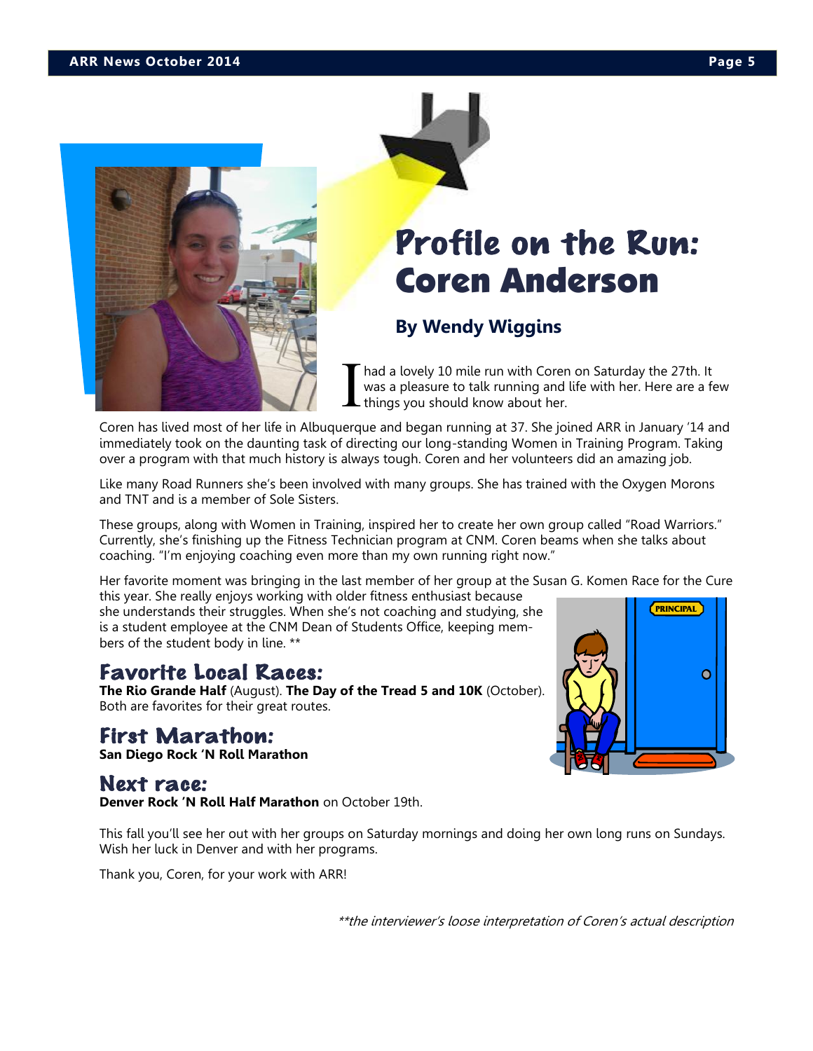# Profile on the Run: Coren Anderson

## By Wendy Wiggins

I had a lovely 10 mile run with Coren on Saturday the 27th. It was a pleasure to talk running and life with her. Here are a few things you should know about her.

Coren has lived most of her life in Albuquerque and began running at 37. She joined ARR in January '14 and immediately took on the daunting task of directing our long-standing Women in Training Program. Taking over a program with that much history is always tough. Coren and her volunteers did an amazing job.

Like many Road Runners she's been involved with many groups. She has trained with the Oxygen Morons and TNT and is a member of Sole Sisters.

These groups, along with Women in Training, inspired her to create her own group called "Road Warriors." Currently, she's finishing up the Fitness Technician program at CNM. Coren beams when she talks about coaching. "I'm enjoying coaching even more than my own running right now."

Her favorite moment was bringing in the last member of her group at the Susan G. Komen Race for the Cure this year. She really enjoys working with older fitness enthusiast because she understands their struggles. When she's not coaching and studying, she is a student employee at the CNM Dean of Students Office, keeping members of the student body in line. **

### Favorite Local Races:

**The Rio Grande Half** (August). **The Day of the Tread 5 and 10K** (October). Both are favorites for their great routes.

### First Marathon:

**San Diego Rock 'N Roll Marathon**

### Next race:

**Denver Rock 'N Roll Half Marathon** on October 19th.

This fall you'll see her out with her groups on Saturday mornings and doing her own long runs on Sundays. Wish her luck in Denver and with her programs.

Thank you, Coren, for your work with ARR!

*\*\*the interviewer's loose interpretation of Coren's actual description*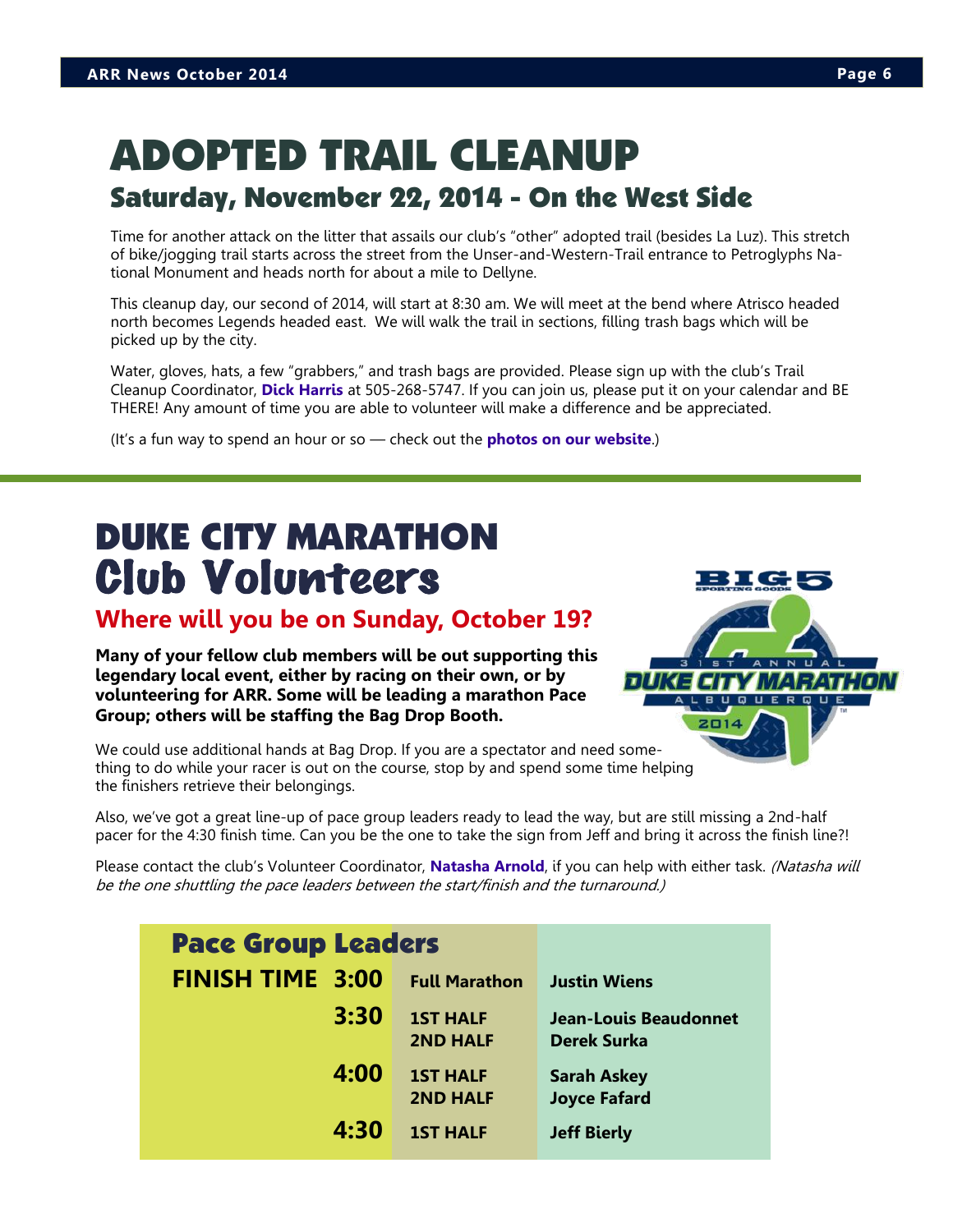# ADOPTED TRAIL CLEANUP

## Saturday, November 22, 2014 - On the West Side

Time for another attack on the litter that assails our club's "other" adopted trail (besides La Luz). This stretch of bike/jogging trail starts across the street from the Unser-and-Western-Trail entrance to Petroglyphs National Monument and heads north for about a mile to Dellyne.

This cleanup day, our second of 2014, will start at 8:30 am. We will meet at the bend where Atrisco headed north becomes Legends headed east. We will walk the trail in sections, filling trash bags which will be picked up by the city.

Water, gloves, hats, a few "grabbers," and trash bags are provided. Please sign up with the club's Trail Cleanup Coordinator, **Dick Harris** at 505-268-5747. If you can join us, please put it on your calendar and BE THERE! Any amount of time you are able to volunteer will make a difference and be appreciated.

(It's a fun way to spend an hour or so — check out the **photos on our website**.)

# DUKE CITY MARATHON Club Volunteers

## Where will you be on Sunday, October 19?

**Many of your fellow club members will be out supporting this legendary local event, either by racing on their own, or by volunteering for ARR. Some will be leading a marathon Pace Group; others will be staffing the Bag Drop Booth.**

We could use additional hands at Bag Drop. If you are a spectator and need something to do while your racer is out on the course, stop by and spend some time helping the finishers retrieve their belongings.

Also, we've got a great line-up of pace group leaders ready to lead the way, but are still missing a 2nd-half pacer for the 4:30 finish time. Can you be the one to take the sign from Jeff and bring it across the finish line?!

Please contact the club's Volunteer Coordinator, **Natasha Arnold**, if you can help with either task. *(Natasha will be the one shuttling the pace leaders between the start/finish and the turnaround.)*

### Pace Group Leaders

| FINISH TIME | | |
|---|---|---|
| 3:00 | Full Marathon | Justin Wiens |
| 3:30 | 1ST HALF | Jean-Louis Beaudonnet |
| | 2ND HALF | Derek Surka |
| 4:00 | 1ST HALF | Sarah Askey |
| | 2ND HALF | Joyce Fafard |
| 4:30 | 1ST HALF | Jeff Bierly |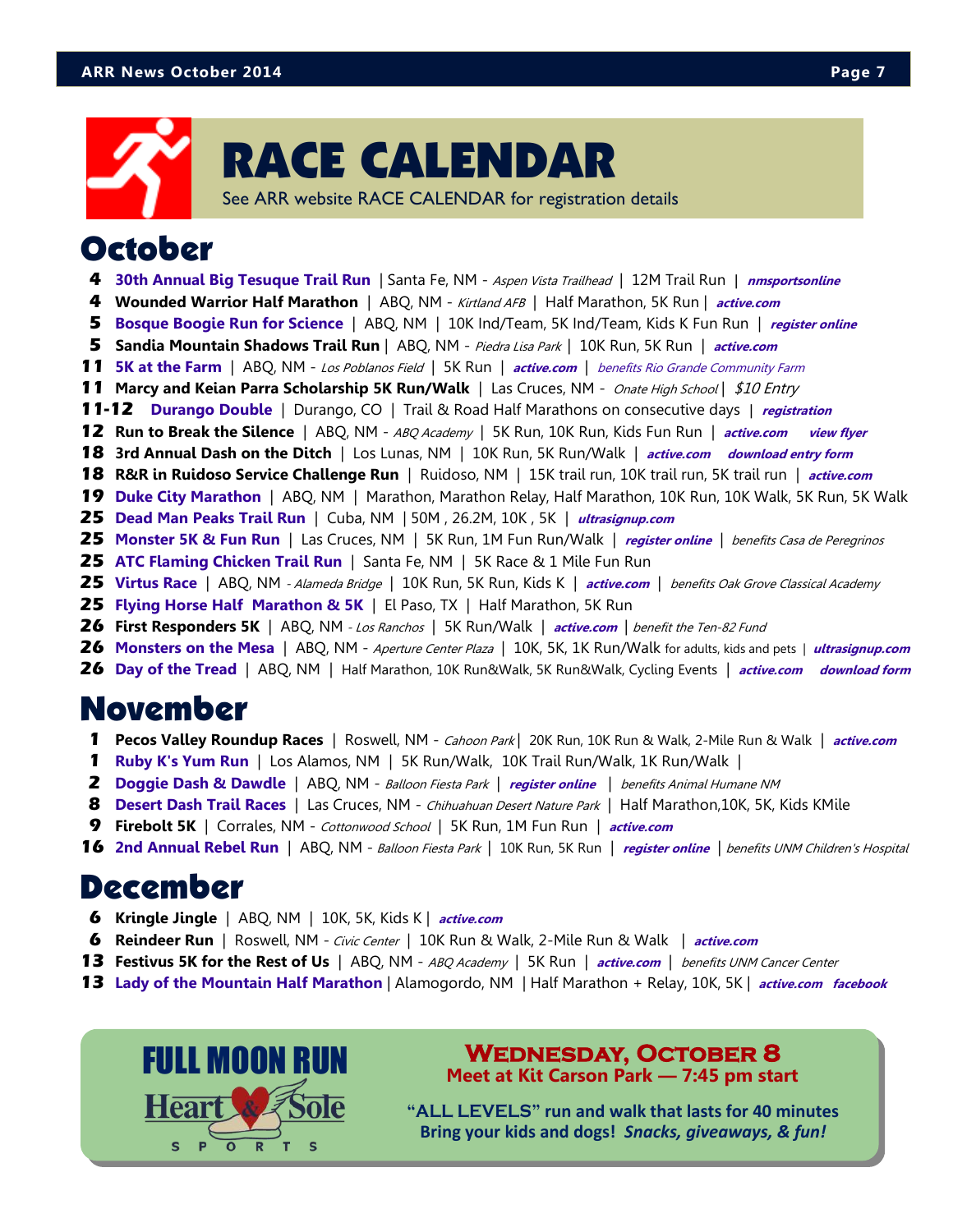# RACE CALENDAR

See ARR website RACE CALENDAR for registration details

## October

- **4** **30th Annual Big Tesuque Trail Run** | Santa Fe, NM - *Aspen Vista Trailhead* | 12M Trail Run | ***nmsportsonline***
- **4** **Wounded Warrior Half Marathon** | ABQ, NM - *Kirtland AFB* | Half Marathon, 5K Run | ***active.com***
- **5** **Bosque Boogie Run for Science** | ABQ, NM | 10K Ind/Team, 5K Ind/Team, Kids K Fun Run | ***register online***
- **5** **Sandia Mountain Shadows Trail Run** | ABQ, NM - *Piedra Lisa Park* | 10K Run, 5K Run | ***active.com***
- **11** **5K at the Farm** | ABQ, NM - *Los Poblanos Field* | 5K Run | ***active.com*** | *benefits Rio Grande Community Farm*
- **11** **Marcy and Keian Parra Scholarship 5K Run/Walk** | Las Cruces, NM - *Onate High School* | *$10 Entry*
- **11-12** **Durango Double** | Durango, CO | Trail & Road Half Marathons on consecutive days | ***registration***
- **12** **Run to Break the Silence** | ABQ, NM - *ABQ Academy* | 5K Run, 10K Run, Kids Fun Run | ***active.com*** ***view flyer***
- **18** **3rd Annual Dash on the Ditch** | Los Lunas, NM | 10K Run, 5K Run/Walk | ***active.com*** ***download entry form***
- **18** **R&R in Ruidoso Service Challenge Run** | Ruidoso, NM | 15K trail run, 10K trail run, 5K trail run | ***active.com***
- **19** **Duke City Marathon** | ABQ, NM | Marathon, Marathon Relay, Half Marathon, 10K Run, 10K Walk, 5K Run, 5K Walk
- **25** **Dead Man Peaks Trail Run** | Cuba, NM | 50M , 26.2M, 10K , 5K | ***ultrasignup.com***
- **25** **Monster 5K & Fun Run** | Las Cruces, NM | 5K Run, 1M Fun Run/Walk | ***register online*** | *benefits Casa de Peregrinos*
- **25** **ATC Flaming Chicken Trail Run** | Santa Fe, NM | 5K Race & 1 Mile Fun Run
- **25** **Virtus Race** | ABQ, NM - *Alameda Bridge* | 10K Run, 5K Run, Kids K | ***active.com*** | *benefits Oak Grove Classical Academy*
- **25** **Flying Horse Half Marathon & 5K** | El Paso, TX | Half Marathon, 5K Run
- **26** **First Responders 5K** | ABQ, NM - *Los Ranchos* | 5K Run/Walk | ***active.com*** | *benefit the Ten-82 Fund*
- **26** **Monsters on the Mesa** | ABQ, NM - *Aperture Center Plaza* | 10K, 5K, 1K Run/Walk for adults, kids and pets | ***ultrasignup.com***
- **26** **Day of the Tread** | ABQ, NM | Half Marathon, 10K Run&Walk, 5K Run&Walk, Cycling Events | ***active.com*** ***download form***

## November

- **1** **Pecos Valley Roundup Races** | Roswell, NM - *Cahoon Park* | 20K Run, 10K Run & Walk, 2-Mile Run & Walk | ***active.com***
- **1** **Ruby K's Yum Run** | Los Alamos, NM | 5K Run/Walk, 10K Trail Run/Walk, 1K Run/Walk |
- **2** **Doggie Dash & Dawdle** | ABQ, NM - *Balloon Fiesta Park* | ***register online*** | *benefits Animal Humane NM*
- **8** **Desert Dash Trail Races** | Las Cruces, NM - *Chihuahuan Desert Nature Park* | Half Marathon,10K, 5K, Kids KMile
- **9** **Firebolt 5K** | Corrales, NM - *Cottonwood School* | 5K Run, 1M Fun Run | ***active.com***
- **16** **2nd Annual Rebel Run** | ABQ, NM - *Balloon Fiesta Park* | 10K Run, 5K Run | ***register online*** | *benefits UNM Children's Hospital*

## December

- **6** **Kringle Jingle** | ABQ, NM | 10K, 5K, Kids K | ***active.com***
- **6** **Reindeer Run** | Roswell, NM - *Civic Center* | 10K Run & Walk, 2-Mile Run & Walk | ***active.com***
- **13** **Festivus 5K for the Rest of Us** | ABQ, NM - *ABQ Academy* | 5K Run | ***active.com*** | *benefits UNM Cancer Center*
- **13** **Lady of the Mountain Half Marathon** | Alamogordo, NM | Half Marathon + Relay, 10K, 5K | ***active.com*** ***facebook***

---

**FULL MOON RUN**

Heart & Sole SPORTS

**WEDNESDAY, OCTOBER 8**

**Meet at Kit Carson Park — 7:45 pm start**

**"ALL LEVELS" run and walk that lasts for 40 minutes**

**Bring your kids and dogs!** ***Snacks, giveaways, & fun!***